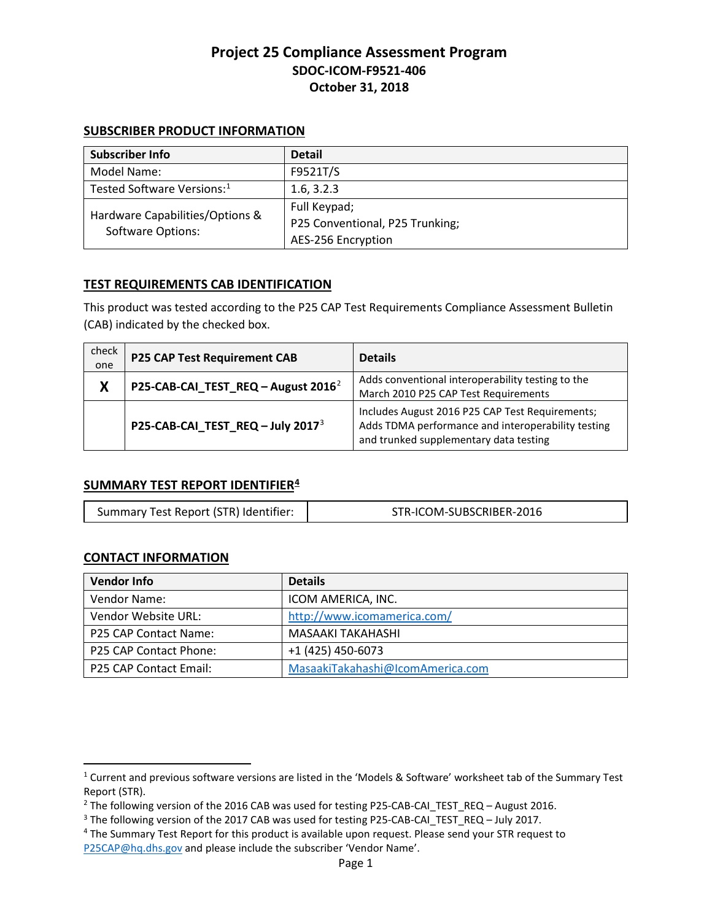# Project 25 Compliance Assessment Program

## SDOC-ICOM-F9521-406

## October 31, 2018

### SUBSCRIBER PRODUCT INFORMATION

| Subscriber Info | Detail |
|---|---|
| Model Name: | F9521T/S |
| Tested Software Versions:[1] | 1.6, 3.2.3 |
| Hardware Capabilities/Options & Software Options: | Full Keypad;<br>P25 Conventional, P25 Trunking;<br>AES-256 Encryption |

### TEST REQUIREMENTS CAB IDENTIFICATION

This product was tested according to the P25 CAP Test Requirements Compliance Assessment Bulletin (CAB) indicated by the checked box.

| check one | P25 CAP Test Requirement CAB | Details |
|---|---|---|
| X | **P25-CAB-CAI_TEST_REQ – August 2016**[2] | Adds conventional interoperability testing to the March 2010 P25 CAP Test Requirements |
| | **P25-CAB-CAI_TEST_REQ – July 2017**[3] | Includes August 2016 P25 CAP Test Requirements; Adds TDMA performance and interoperability testing and trunked supplementary data testing |

### SUMMARY TEST REPORT IDENTIFIER[4]

| Summary Test Report (STR) Identifier: | STR-ICOM-SUBSCRIBER-2016 |
|---|---|

### CONTACT INFORMATION

| Vendor Info | Details |
|---|---|
| Vendor Name: | ICOM AMERICA, INC. |
| Vendor Website URL: | http://www.icomamerica.com/ |
| P25 CAP Contact Name: | MASAAKI TAKAHASHI |
| P25 CAP Contact Phone: | +1 (425) 450-6073 |
| P25 CAP Contact Email: | MasaakiTakahashi@IcomAmerica.com |

[1] Current and previous software versions are listed in the 'Models & Software' worksheet tab of the Summary Test Report (STR).

[2] The following version of the 2016 CAB was used for testing P25-CAB-CAI_TEST_REQ – August 2016.

[3] The following version of the 2017 CAB was used for testing P25-CAB-CAI_TEST_REQ – July 2017.

[4] The Summary Test Report for this product is available upon request. Please send your STR request to P25CAP@hq.dhs.gov and please include the subscriber 'Vendor Name'.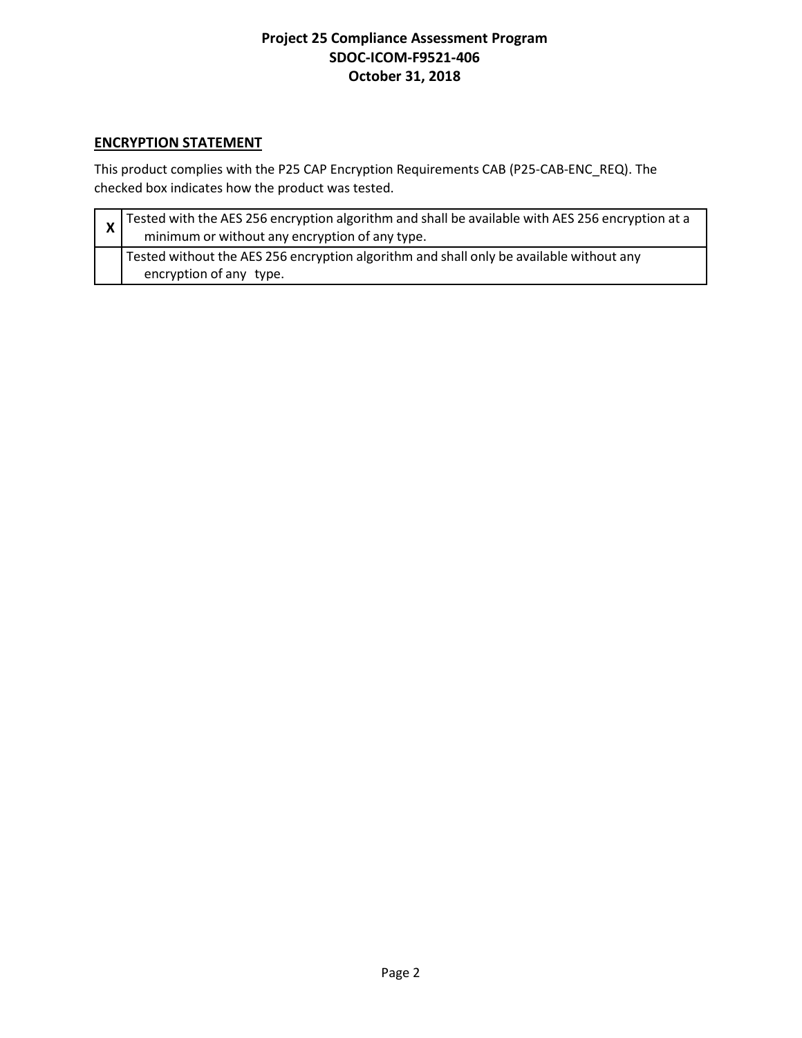## ENCRYPTION STATEMENT

This product complies with the P25 CAP Encryption Requirements CAB (P25-CAB-ENC_REQ). The checked box indicates how the product was tested.

| | |
|---|---|
| X | Tested with the AES 256 encryption algorithm and shall be available with AES 256 encryption at a minimum or without any encryption of any type. |
| | Tested without the AES 256 encryption algorithm and shall only be available without any encryption of any type. |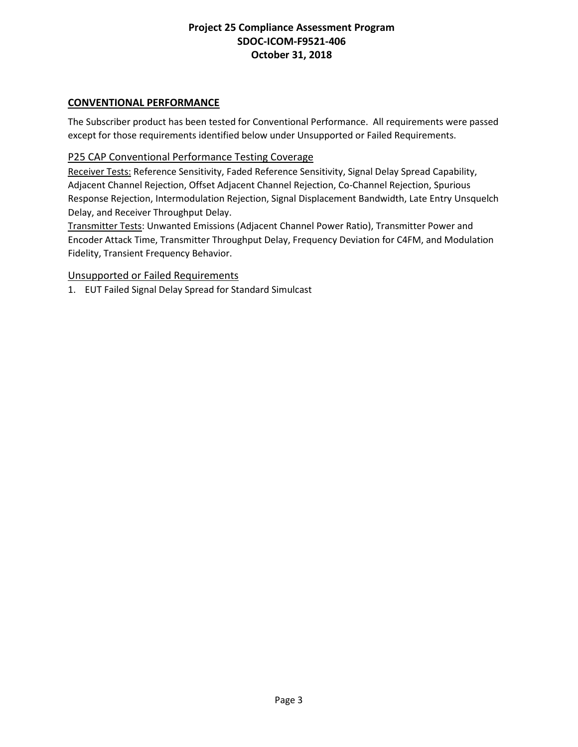## CONVENTIONAL PERFORMANCE

The Subscriber product has been tested for Conventional Performance. All requirements were passed except for those requirements identified below under Unsupported or Failed Requirements.

### P25 CAP Conventional Performance Testing Coverage

Receiver Tests: Reference Sensitivity, Faded Reference Sensitivity, Signal Delay Spread Capability, Adjacent Channel Rejection, Offset Adjacent Channel Rejection, Co-Channel Rejection, Spurious Response Rejection, Intermodulation Rejection, Signal Displacement Bandwidth, Late Entry Unsquelch Delay, and Receiver Throughput Delay.

Transmitter Tests: Unwanted Emissions (Adjacent Channel Power Ratio), Transmitter Power and Encoder Attack Time, Transmitter Throughput Delay, Frequency Deviation for C4FM, and Modulation Fidelity, Transient Frequency Behavior.

### Unsupported or Failed Requirements

1. EUT Failed Signal Delay Spread for Standard Simulcast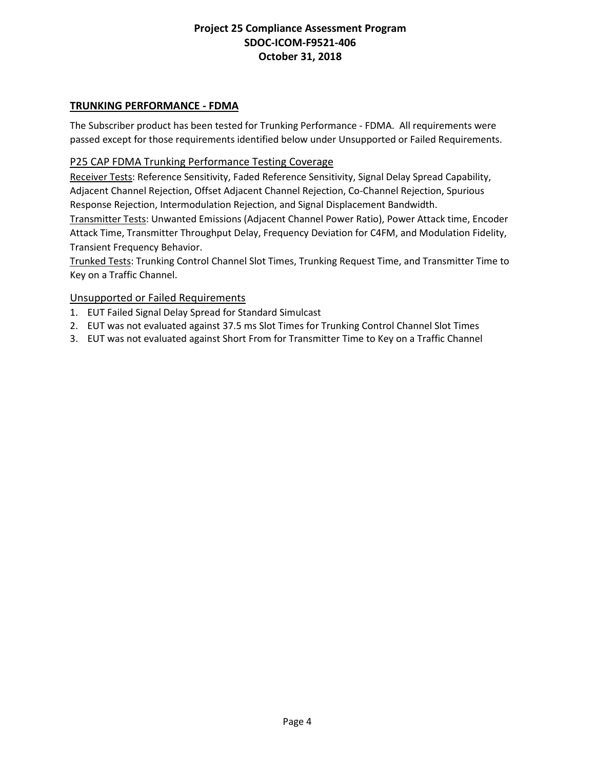## TRUNKING PERFORMANCE - FDMA

The Subscriber product has been tested for Trunking Performance - FDMA. All requirements were passed except for those requirements identified below under Unsupported or Failed Requirements.

### P25 CAP FDMA Trunking Performance Testing Coverage

Receiver Tests: Reference Sensitivity, Faded Reference Sensitivity, Signal Delay Spread Capability, Adjacent Channel Rejection, Offset Adjacent Channel Rejection, Co-Channel Rejection, Spurious Response Rejection, Intermodulation Rejection, and Signal Displacement Bandwidth.

Transmitter Tests: Unwanted Emissions (Adjacent Channel Power Ratio), Power Attack time, Encoder Attack Time, Transmitter Throughput Delay, Frequency Deviation for C4FM, and Modulation Fidelity, Transient Frequency Behavior.

Trunked Tests: Trunking Control Channel Slot Times, Trunking Request Time, and Transmitter Time to Key on a Traffic Channel.

### Unsupported or Failed Requirements

1. EUT Failed Signal Delay Spread for Standard Simulcast
2. EUT was not evaluated against 37.5 ms Slot Times for Trunking Control Channel Slot Times
3. EUT was not evaluated against Short From for Transmitter Time to Key on a Traffic Channel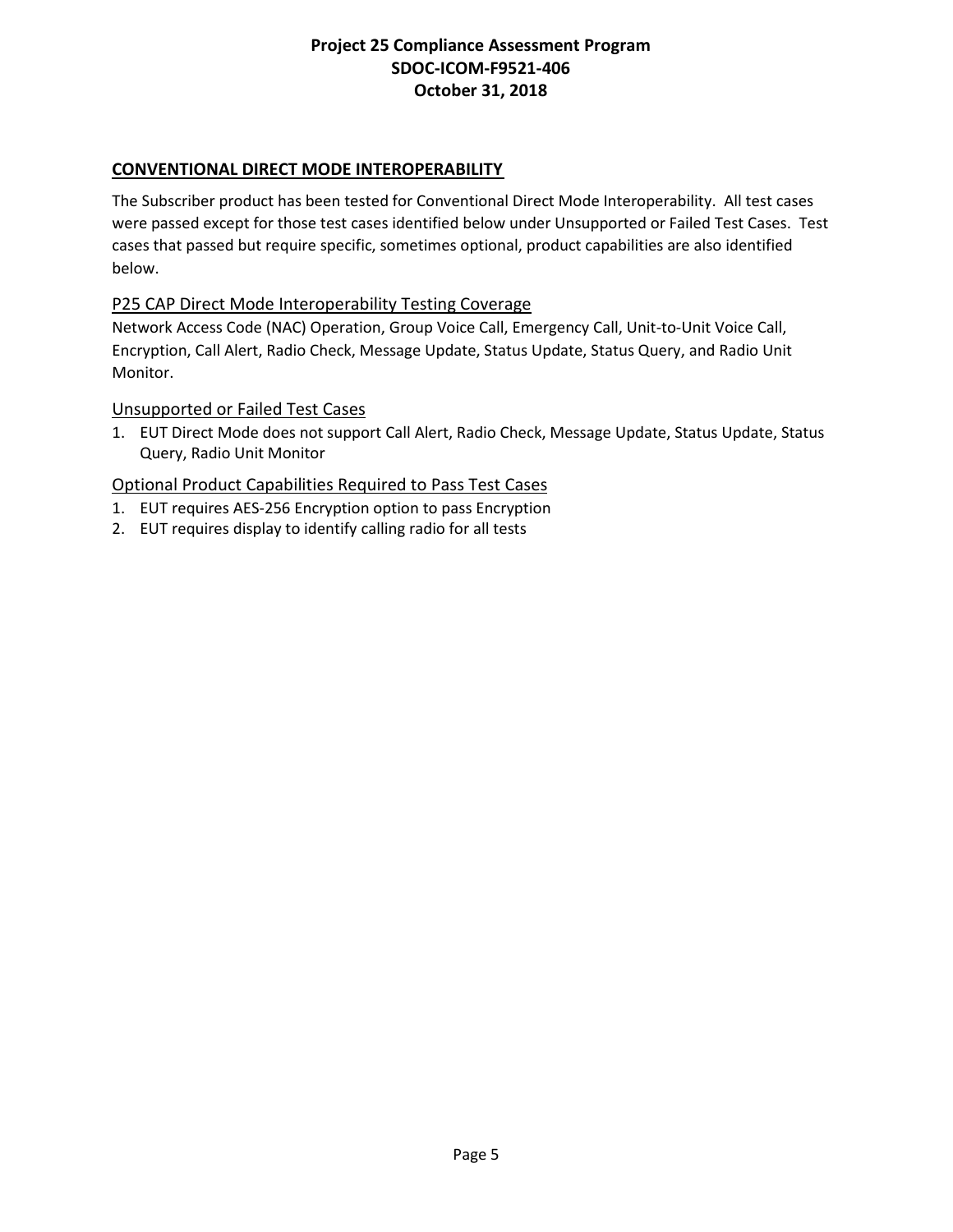## CONVENTIONAL DIRECT MODE INTEROPERABILITY

The Subscriber product has been tested for Conventional Direct Mode Interoperability. All test cases were passed except for those test cases identified below under Unsupported or Failed Test Cases. Test cases that passed but require specific, sometimes optional, product capabilities are also identified below.

### P25 CAP Direct Mode Interoperability Testing Coverage

Network Access Code (NAC) Operation, Group Voice Call, Emergency Call, Unit-to-Unit Voice Call, Encryption, Call Alert, Radio Check, Message Update, Status Update, Status Query, and Radio Unit Monitor.

### Unsupported or Failed Test Cases

1. EUT Direct Mode does not support Call Alert, Radio Check, Message Update, Status Update, Status Query, Radio Unit Monitor

### Optional Product Capabilities Required to Pass Test Cases

1. EUT requires AES-256 Encryption option to pass Encryption
2. EUT requires display to identify calling radio for all tests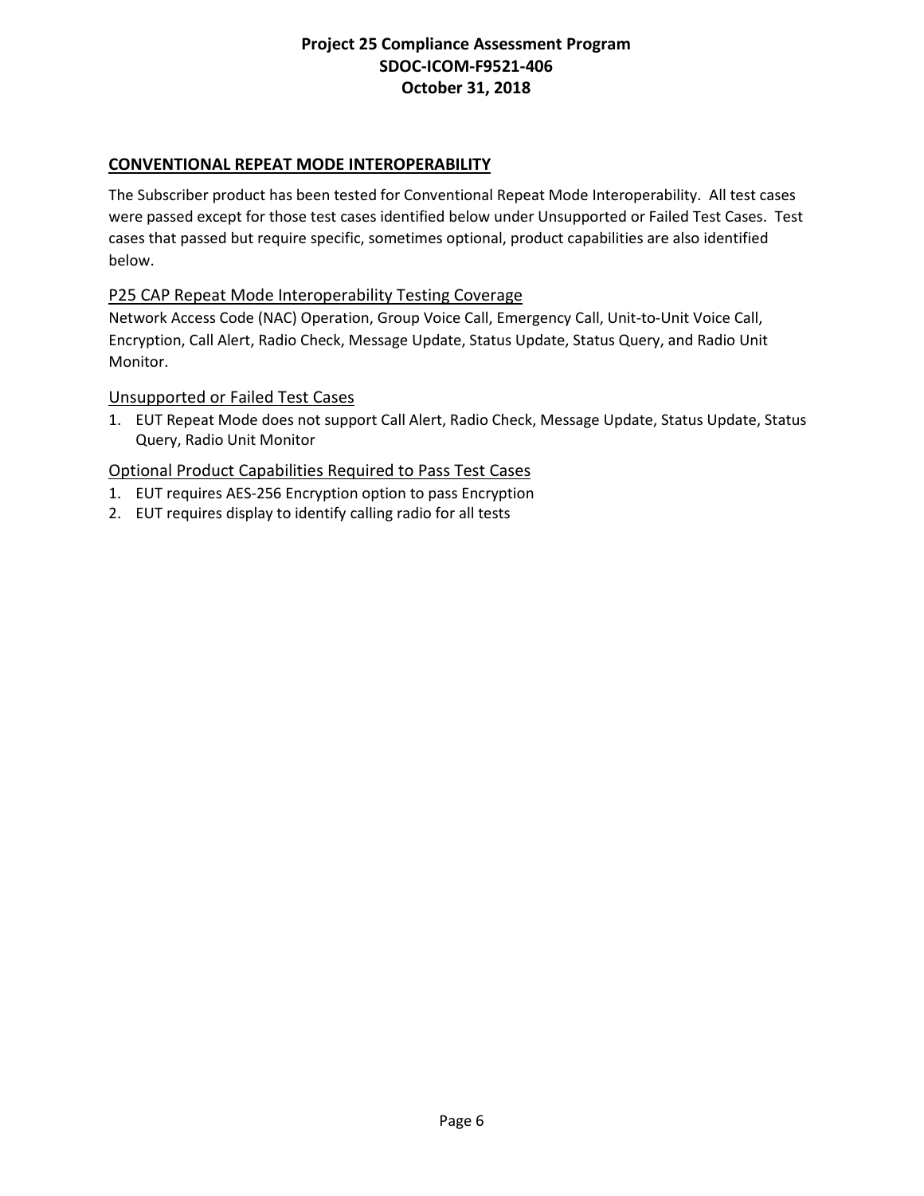## CONVENTIONAL REPEAT MODE INTEROPERABILITY

The Subscriber product has been tested for Conventional Repeat Mode Interoperability. All test cases were passed except for those test cases identified below under Unsupported or Failed Test Cases. Test cases that passed but require specific, sometimes optional, product capabilities are also identified below.

### P25 CAP Repeat Mode Interoperability Testing Coverage

Network Access Code (NAC) Operation, Group Voice Call, Emergency Call, Unit-to-Unit Voice Call, Encryption, Call Alert, Radio Check, Message Update, Status Update, Status Query, and Radio Unit Monitor.

### Unsupported or Failed Test Cases

1. EUT Repeat Mode does not support Call Alert, Radio Check, Message Update, Status Update, Status Query, Radio Unit Monitor

### Optional Product Capabilities Required to Pass Test Cases

1. EUT requires AES-256 Encryption option to pass Encryption
2. EUT requires display to identify calling radio for all tests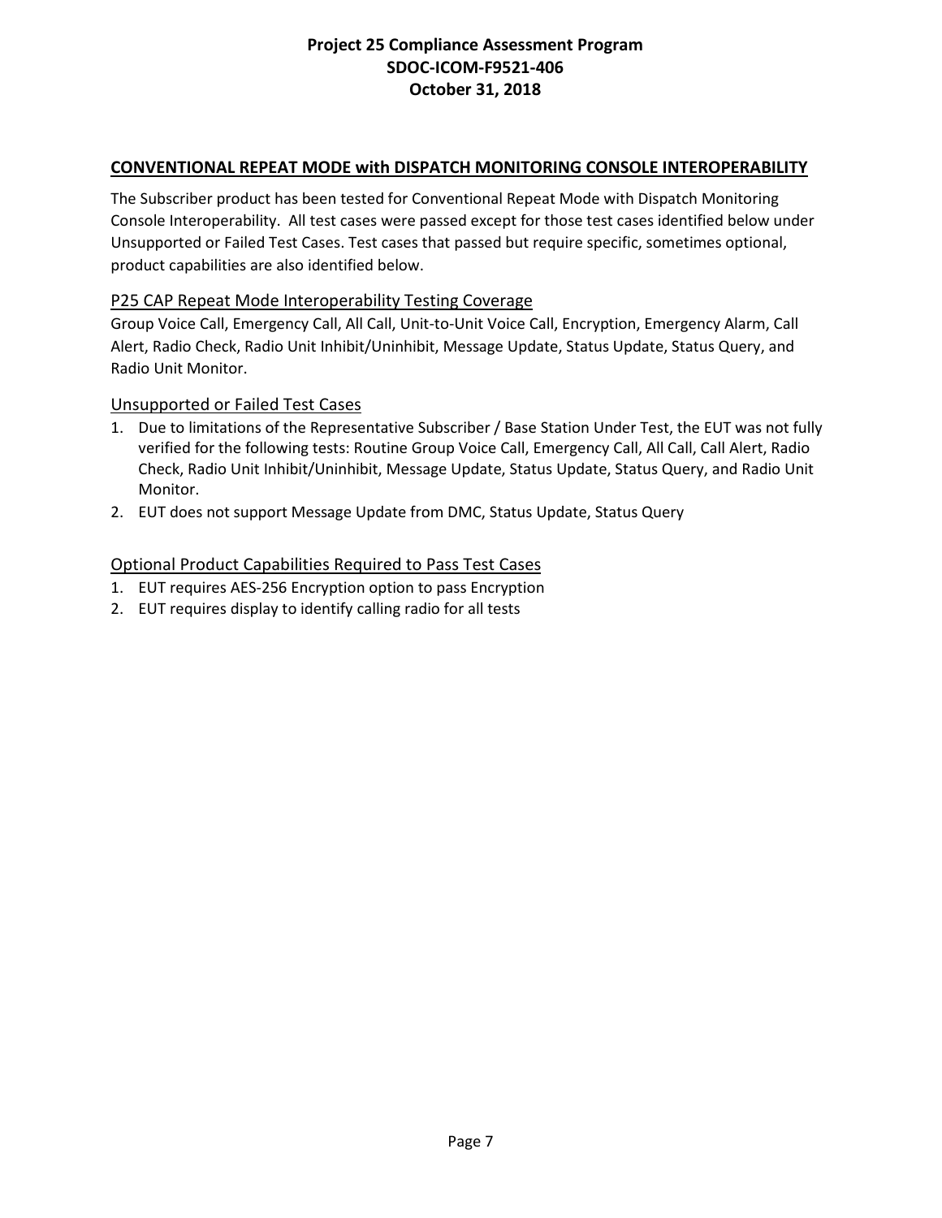## CONVENTIONAL REPEAT MODE with DISPATCH MONITORING CONSOLE INTEROPERABILITY

The Subscriber product has been tested for Conventional Repeat Mode with Dispatch Monitoring Console Interoperability. All test cases were passed except for those test cases identified below under Unsupported or Failed Test Cases. Test cases that passed but require specific, sometimes optional, product capabilities are also identified below.

### P25 CAP Repeat Mode Interoperability Testing Coverage

Group Voice Call, Emergency Call, All Call, Unit-to-Unit Voice Call, Encryption, Emergency Alarm, Call Alert, Radio Check, Radio Unit Inhibit/Uninhibit, Message Update, Status Update, Status Query, and Radio Unit Monitor.

### Unsupported or Failed Test Cases

1. Due to limitations of the Representative Subscriber / Base Station Under Test, the EUT was not fully verified for the following tests: Routine Group Voice Call, Emergency Call, All Call, Call Alert, Radio Check, Radio Unit Inhibit/Uninhibit, Message Update, Status Update, Status Query, and Radio Unit Monitor.
2. EUT does not support Message Update from DMC, Status Update, Status Query

### Optional Product Capabilities Required to Pass Test Cases

1. EUT requires AES-256 Encryption option to pass Encryption
2. EUT requires display to identify calling radio for all tests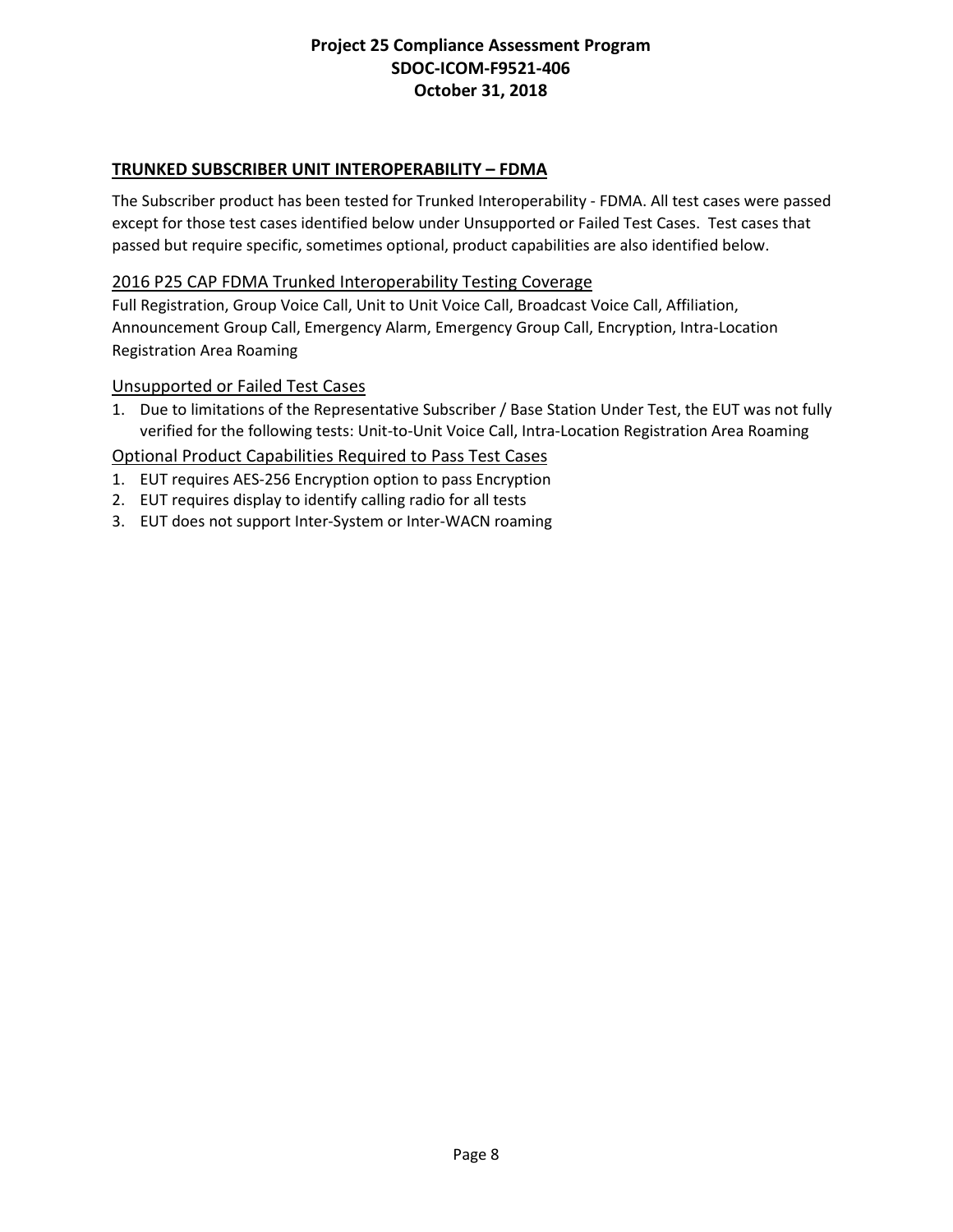## TRUNKED SUBSCRIBER UNIT INTEROPERABILITY – FDMA

The Subscriber product has been tested for Trunked Interoperability - FDMA. All test cases were passed except for those test cases identified below under Unsupported or Failed Test Cases. Test cases that passed but require specific, sometimes optional, product capabilities are also identified below.

### 2016 P25 CAP FDMA Trunked Interoperability Testing Coverage

Full Registration, Group Voice Call, Unit to Unit Voice Call, Broadcast Voice Call, Affiliation, Announcement Group Call, Emergency Alarm, Emergency Group Call, Encryption, Intra-Location Registration Area Roaming

### Unsupported or Failed Test Cases

1. Due to limitations of the Representative Subscriber / Base Station Under Test, the EUT was not fully verified for the following tests: Unit-to-Unit Voice Call, Intra-Location Registration Area Roaming

### Optional Product Capabilities Required to Pass Test Cases

1. EUT requires AES-256 Encryption option to pass Encryption
2. EUT requires display to identify calling radio for all tests
3. EUT does not support Inter-System or Inter-WACN roaming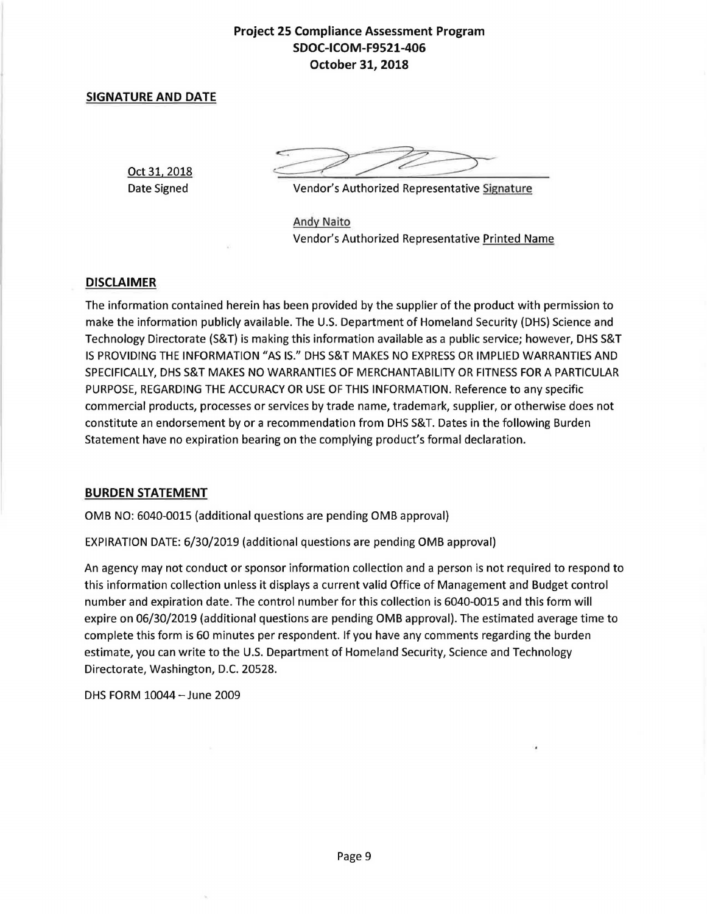## SIGNATURE AND DATE

Oct 31, 2018
Date Signed

Vendor's Authorized Representative Signature

Andy Naito
Vendor's Authorized Representative Printed Name

## DISCLAIMER

The information contained herein has been provided by the supplier of the product with permission to make the information publicly available. The U.S. Department of Homeland Security (DHS) Science and Technology Directorate (S&T) is making this information available as a public service; however, DHS S&T IS PROVIDING THE INFORMATION "AS IS." DHS S&T MAKES NO EXPRESS OR IMPLIED WARRANTIES AND SPECIFICALLY, DHS S&T MAKES NO WARRANTIES OF MERCHANTABILITY OR FITNESS FOR A PARTICULAR PURPOSE, REGARDING THE ACCURACY OR USE OF THIS INFORMATION. Reference to any specific commercial products, processes or services by trade name, trademark, supplier, or otherwise does not constitute an endorsement by or a recommendation from DHS S&T. Dates in the following Burden Statement have no expiration bearing on the complying product's formal declaration.

## BURDEN STATEMENT

OMB NO: 6040-0015 (additional questions are pending OMB approval)

EXPIRATION DATE: 6/30/2019 (additional questions are pending OMB approval)

An agency may not conduct or sponsor information collection and a person is not required to respond to this information collection unless it displays a current valid Office of Management and Budget control number and expiration date. The control number for this collection is 6040-0015 and this form will expire on 06/30/2019 (additional questions are pending OMB approval). The estimated average time to complete this form is 60 minutes per respondent. If you have any comments regarding the burden estimate, you can write to the U.S. Department of Homeland Security, Science and Technology Directorate, Washington, D.C. 20528.

DHS FORM 10044 – June 2009